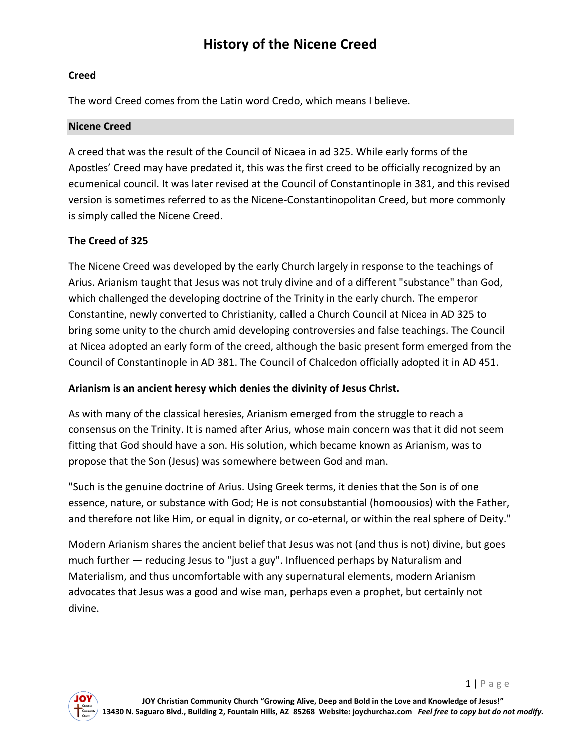# History of the Nicene Creed

**Creed**

The word Creed comes from the Latin word Credo, which means I believe.

**Nicene Creed**

A creed that was the result of the Council of Nicaea in ad 325. While early forms of the Apostles' Creed may have predated it, this was the first creed to be officially recognized by an ecumenical council. It was later revised at the Council of Constantinople in 381, and this revised version is sometimes referred to as the Nicene-Constantinopolitan Creed, but more commonly is simply called the Nicene Creed.

**The Creed of 325**

The Nicene Creed was developed by the early Church largely in response to the teachings of Arius. Arianism taught that Jesus was not truly divine and of a different "substance" than God, which challenged the developing doctrine of the Trinity in the early church. The emperor Constantine, newly converted to Christianity, called a Church Council at Nicea in AD 325 to bring some unity to the church amid developing controversies and false teachings. The Council at Nicea adopted an early form of the creed, although the basic present form emerged from the Council of Constantinople in AD 381. The Council of Chalcedon officially adopted it in AD 451.

**Arianism is an ancient heresy which denies the divinity of Jesus Christ.**

As with many of the classical heresies, Arianism emerged from the struggle to reach a consensus on the Trinity. It is named after Arius, whose main concern was that it did not seem fitting that God should have a son. His solution, which became known as Arianism, was to propose that the Son (Jesus) was somewhere between God and man.

"Such is the genuine doctrine of Arius. Using Greek terms, it denies that the Son is of one essence, nature, or substance with God; He is not consubstantial (homoousios) with the Father, and therefore not like Him, or equal in dignity, or co-eternal, or within the real sphere of Deity."

Modern Arianism shares the ancient belief that Jesus was not (and thus is not) divine, but goes much further — reducing Jesus to "just a guy". Influenced perhaps by Naturalism and Materialism, and thus uncomfortable with any supernatural elements, modern Arianism advocates that Jesus was a good and wise man, perhaps even a prophet, but certainly not divine.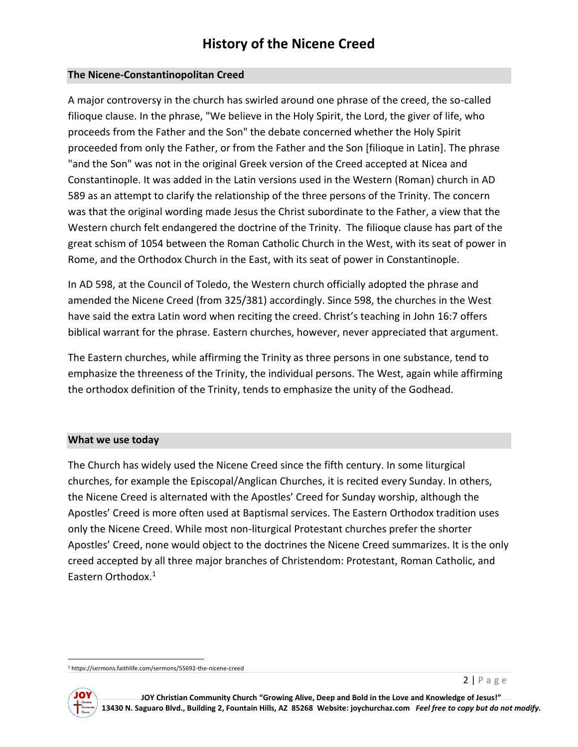# History of the Nicene Creed

## The Nicene-Constantinopolitan Creed

A major controversy in the church has swirled around one phrase of the creed, the so-called filioque clause. In the phrase, "We believe in the Holy Spirit, the Lord, the giver of life, who proceeds from the Father and the Son" the debate concerned whether the Holy Spirit proceeded from only the Father, or from the Father and the Son [filioque in Latin]. The phrase "and the Son" was not in the original Greek version of the Creed accepted at Nicea and Constantinople. It was added in the Latin versions used in the Western (Roman) church in AD 589 as an attempt to clarify the relationship of the three persons of the Trinity. The concern was that the original wording made Jesus the Christ subordinate to the Father, a view that the Western church felt endangered the doctrine of the Trinity. The filioque clause has part of the great schism of 1054 between the Roman Catholic Church in the West, with its seat of power in Rome, and the Orthodox Church in the East, with its seat of power in Constantinople.

In AD 598, at the Council of Toledo, the Western church officially adopted the phrase and amended the Nicene Creed (from 325/381) accordingly. Since 598, the churches in the West have said the extra Latin word when reciting the creed. Christ's teaching in John 16:7 offers biblical warrant for the phrase. Eastern churches, however, never appreciated that argument.

The Eastern churches, while affirming the Trinity as three persons in one substance, tend to emphasize the threeness of the Trinity, the individual persons. The West, again while affirming the orthodox definition of the Trinity, tends to emphasize the unity of the Godhead.

## What we use today

The Church has widely used the Nicene Creed since the fifth century. In some liturgical churches, for example the Episcopal/Anglican Churches, it is recited every Sunday. In others, the Nicene Creed is alternated with the Apostles' Creed for Sunday worship, although the Apostles' Creed is more often used at Baptismal services. The Eastern Orthodox tradition uses only the Nicene Creed. While most non-liturgical Protestant churches prefer the shorter Apostles' Creed, none would object to the doctrines the Nicene Creed summarizes. It is the only creed accepted by all three major branches of Christendom: Protestant, Roman Catholic, and Eastern Orthodox.[1]

[1] https://sermons.faithlife.com/sermons/55692-the-nicene-creed